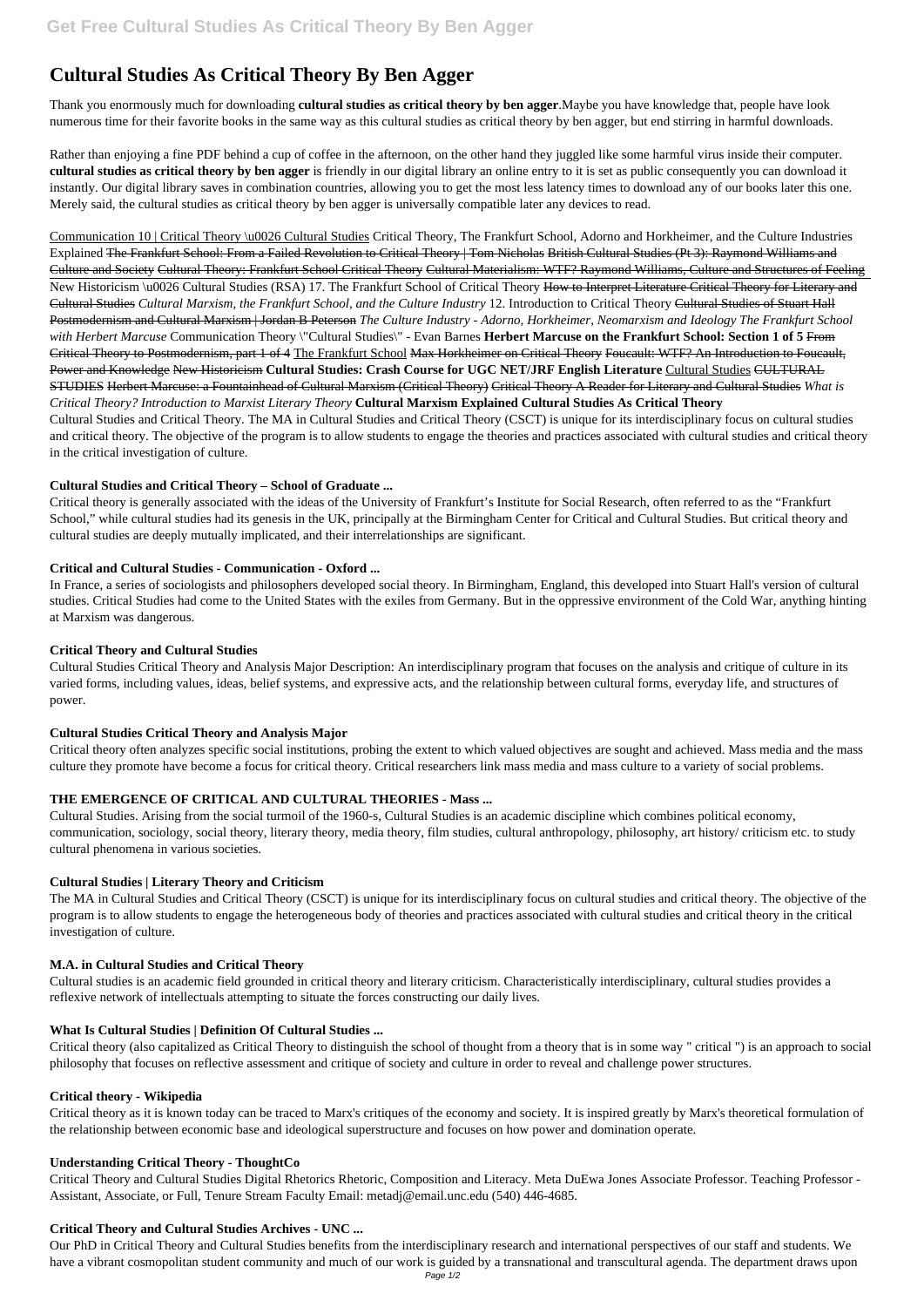# Cultural Studies As Critical Theory By Ben Agger

Thank you enormously much for downloading **cultural studies as critical theory by ben agger**.Maybe you have knowledge that, people have look numerous time for their favorite books in the same way as this cultural studies as critical theory by ben agger, but end stirring in harmful downloads.

Rather than enjoying a fine PDF behind a cup of coffee in the afternoon, on the other hand they juggled like some harmful virus inside their computer. **cultural studies as critical theory by ben agger** is friendly in our digital library an online entry to it is set as public consequently you can download it instantly. Our digital library saves in combination countries, allowing you to get the most less latency times to download any of our books later this one. Merely said, the cultural studies as critical theory by ben agger is universally compatible later any devices to read.

Communication 10 | Critical Theory \u0026 Cultural Studies Critical Theory, The Frankfurt School, Adorno and Horkheimer, and the Culture Industries Explained ~~The Frankfurt School: From a Failed Revolution to Critical Theory | Tom Nicholas~~ ~~British Cultural Studies (Pt 3): Raymond Williams and Culture and Society~~ ~~Cultural Theory: Frankfurt School Critical Theory~~ ~~Cultural Materialism: WTF? Raymond Williams, Culture and Structures of Feeling~~ New Historicism \u0026 Cultural Studies (RSA) 17. The Frankfurt School of Critical Theory ~~How to Interpret Literature Critical Theory for Literary and Cultural Studies~~ *Cultural Marxism, the Frankfurt School, and the Culture Industry* 12. Introduction to Critical Theory ~~Cultural Studies of Stuart Hall~~ ~~Postmodernism and Cultural Marxism | Jordan B Peterson~~ *The Culture Industry - Adorno, Horkheimer, Neomarxism and Ideology The Frankfurt School with Herbert Marcuse* Communication Theory \"Cultural Studies\" - Evan Barnes **Herbert Marcuse on the Frankfurt School: Section 1 of 5** ~~From Critical Theory to Postmodernism, part 1 of 4~~ The Frankfurt School ~~Max Horkheimer on Critical Theory~~ ~~Foucault: WTF? An Introduction to Foucault, Power and Knowledge~~ ~~New Historicism~~ **Cultural Studies: Crash Course for UGC NET/JRF English Literature** Cultural Studies ~~CULTURAL STUDIES~~ ~~Herbert Marcuse: a Fountainhead of Cultural Marxism (Critical Theory)~~ ~~Critical Theory A Reader for Literary and Cultural Studies~~ *What is Critical Theory? Introduction to Marxist Literary Theory* **Cultural Marxism Explained Cultural Studies As Critical Theory**
Cultural Studies and Critical Theory. The MA in Cultural Studies and Critical Theory (CSCT) is unique for its interdisciplinary focus on cultural studies and critical theory. The objective of the program is to allow students to engage the theories and practices associated with cultural studies and critical theory in the critical investigation of culture.

### Cultural Studies and Critical Theory – School of Graduate ...

Critical theory is generally associated with the ideas of the University of Frankfurt's Institute for Social Research, often referred to as the "Frankfurt School," while cultural studies had its genesis in the UK, principally at the Birmingham Center for Critical and Cultural Studies. But critical theory and cultural studies are deeply mutually implicated, and their interrelationships are significant.

### Critical and Cultural Studies - Communication - Oxford ...

In France, a series of sociologists and philosophers developed social theory. In Birmingham, England, this developed into Stuart Hall's version of cultural studies. Critical Studies had come to the United States with the exiles from Germany. But in the oppressive environment of the Cold War, anything hinting at Marxism was dangerous.

### Critical Theory and Cultural Studies

Cultural Studies Critical Theory and Analysis Major Description: An interdisciplinary program that focuses on the analysis and critique of culture in its varied forms, including values, ideas, belief systems, and expressive acts, and the relationship between cultural forms, everyday life, and structures of power.

### Cultural Studies Critical Theory and Analysis Major

Critical theory often analyzes specific social institutions, probing the extent to which valued objectives are sought and achieved. Mass media and the mass culture they promote have become a focus for critical theory. Critical researchers link mass media and mass culture to a variety of social problems.

### THE EMERGENCE OF CRITICAL AND CULTURAL THEORIES - Mass ...

Cultural Studies. Arising from the social turmoil of the 1960-s, Cultural Studies is an academic discipline which combines political economy, communication, sociology, social theory, literary theory, media theory, film studies, cultural anthropology, philosophy, art history/ criticism etc. to study cultural phenomena in various societies.

### Cultural Studies | Literary Theory and Criticism

The MA in Cultural Studies and Critical Theory (CSCT) is unique for its interdisciplinary focus on cultural studies and critical theory. The objective of the program is to allow students to engage the heterogeneous body of theories and practices associated with cultural studies and critical theory in the critical investigation of culture.

### M.A. in Cultural Studies and Critical Theory

Cultural studies is an academic field grounded in critical theory and literary criticism. Characteristically interdisciplinary, cultural studies provides a reflexive network of intellectuals attempting to situate the forces constructing our daily lives.

### What Is Cultural Studies | Definition Of Cultural Studies ...

Critical theory (also capitalized as Critical Theory to distinguish the school of thought from a theory that is in some way " critical ") is an approach to social philosophy that focuses on reflective assessment and critique of society and culture in order to reveal and challenge power structures.

### Critical theory - Wikipedia

Critical theory as it is known today can be traced to Marx's critiques of the economy and society. It is inspired greatly by Marx's theoretical formulation of the relationship between economic base and ideological superstructure and focuses on how power and domination operate.

### Understanding Critical Theory - ThoughtCo

Critical Theory and Cultural Studies Digital Rhetorics Rhetoric, Composition and Literacy. Meta DuEwa Jones Associate Professor. Teaching Professor - Assistant, Associate, or Full, Tenure Stream Faculty Email: metadj@email.unc.edu (540) 446-4685.

### Critical Theory and Cultural Studies Archives - UNC ...

Our PhD in Critical Theory and Cultural Studies benefits from the interdisciplinary research and international perspectives of our staff and students. We have a vibrant cosmopolitan student community and much of our work is guided by a transnational and transcultural agenda. The department draws upon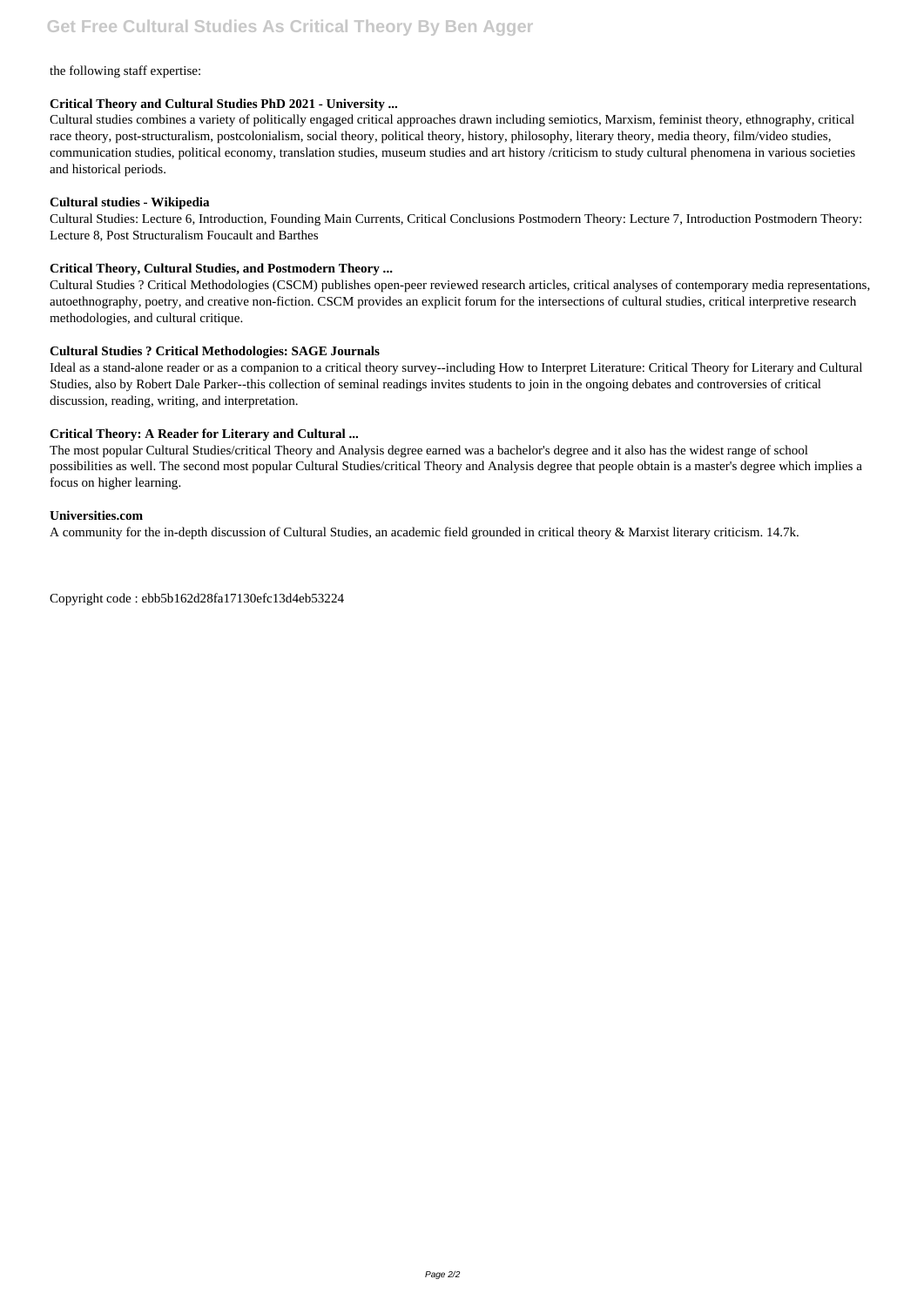the following staff expertise:

**Critical Theory and Cultural Studies PhD 2021 - University ...**

Cultural studies combines a variety of politically engaged critical approaches drawn including semiotics, Marxism, feminist theory, ethnography, critical race theory, post-structuralism, postcolonialism, social theory, political theory, history, philosophy, literary theory, media theory, film/video studies, communication studies, political economy, translation studies, museum studies and art history /criticism to study cultural phenomena in various societies and historical periods.

**Cultural studies - Wikipedia**

Cultural Studies: Lecture 6, Introduction, Founding Main Currents, Critical Conclusions Postmodern Theory: Lecture 7, Introduction Postmodern Theory: Lecture 8, Post Structuralism Foucault and Barthes

**Critical Theory, Cultural Studies, and Postmodern Theory ...**

Cultural Studies ? Critical Methodologies (CSCM) publishes open-peer reviewed research articles, critical analyses of contemporary media representations, autoethnography, poetry, and creative non-fiction. CSCM provides an explicit forum for the intersections of cultural studies, critical interpretive research methodologies, and cultural critique.

**Cultural Studies ? Critical Methodologies: SAGE Journals**

Ideal as a stand-alone reader or as a companion to a critical theory survey--including How to Interpret Literature: Critical Theory for Literary and Cultural Studies, also by Robert Dale Parker--this collection of seminal readings invites students to join in the ongoing debates and controversies of critical discussion, reading, writing, and interpretation.

**Critical Theory: A Reader for Literary and Cultural ...**

The most popular Cultural Studies/critical Theory and Analysis degree earned was a bachelor's degree and it also has the widest range of school possibilities as well. The second most popular Cultural Studies/critical Theory and Analysis degree that people obtain is a master's degree which implies a focus on higher learning.

**Universities.com**

A community for the in-depth discussion of Cultural Studies, an academic field grounded in critical theory & Marxist literary criticism. 14.7k.

Copyright code : ebb5b162d28fa17130efc13d4eb53224